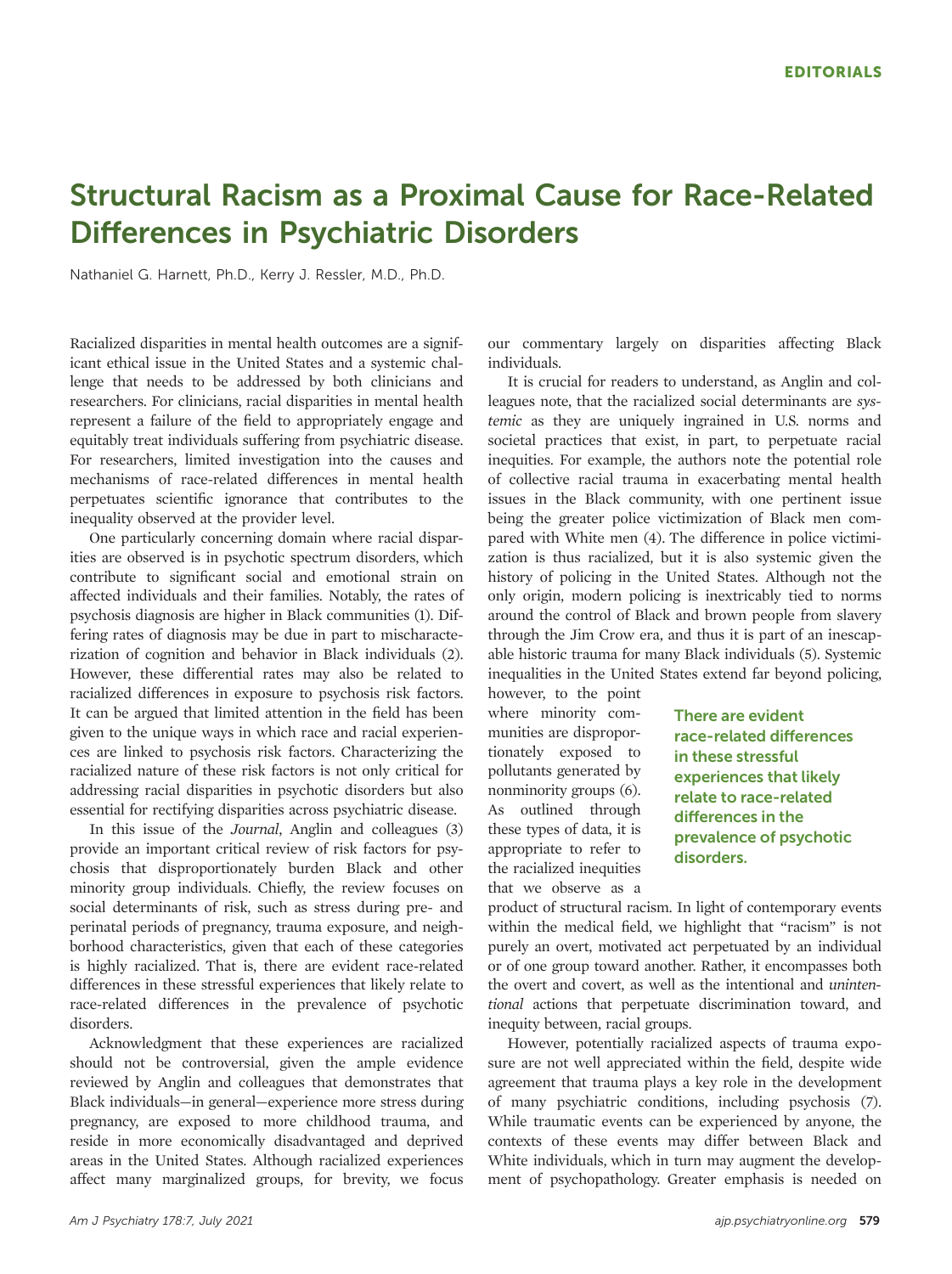# Structural Racism as a Proximal Cause for Race-Related Differences in Psychiatric Disorders

Nathaniel G. Harnett, Ph.D., Kerry J. Ressler, M.D., Ph.D.

Racialized disparities in mental health outcomes are a significant ethical issue in the United States and a systemic challenge that needs to be addressed by both clinicians and researchers. For clinicians, racial disparities in mental health represent a failure of the field to appropriately engage and equitably treat individuals suffering from psychiatric disease. For researchers, limited investigation into the causes and mechanisms of race-related differences in mental health perpetuates scientific ignorance that contributes to the inequality observed at the provider level.

One particularly concerning domain where racial disparities are observed is in psychotic spectrum disorders, which contribute to significant social and emotional strain on affected individuals and their families. Notably, the rates of psychosis diagnosis are higher in Black communities (1). Differing rates of diagnosis may be due in part to mischaracterization of cognition and behavior in Black individuals (2). However, these differential rates may also be related to racialized differences in exposure to psychosis risk factors. It can be argued that limited attention in the field has been given to the unique ways in which race and racial experiences are linked to psychosis risk factors. Characterizing the racialized nature of these risk factors is not only critical for addressing racial disparities in psychotic disorders but also essential for rectifying disparities across psychiatric disease.

In this issue of the *Journal*, Anglin and colleagues (3) provide an important critical review of risk factors for psychosis that disproportionately burden Black and other minority group individuals. Chiefly, the review focuses on social determinants of risk, such as stress during pre- and perinatal periods of pregnancy, trauma exposure, and neighborhood characteristics, given that each of these categories is highly racialized. That is, there are evident race-related differences in these stressful experiences that likely relate to race-related differences in the prevalence of psychotic disorders.

Acknowledgment that these experiences are racialized should not be controversial, given the ample evidence reviewed by Anglin and colleagues that demonstrates that Black individuals—in general—experience more stress during pregnancy, are exposed to more childhood trauma, and reside in more economically disadvantaged and deprived areas in the United States. Although racialized experiences affect many marginalized groups, for brevity, we focus our commentary largely on disparities affecting Black individuals.

It is crucial for readers to understand, as Anglin and colleagues note, that the racialized social determinants are *systemic* as they are uniquely ingrained in U.S. norms and societal practices that exist, in part, to perpetuate racial inequities. For example, the authors note the potential role of collective racial trauma in exacerbating mental health issues in the Black community, with one pertinent issue being the greater police victimization of Black men compared with White men (4). The difference in police victimization is thus racialized, but it is also systemic given the history of policing in the United States. Although not the only origin, modern policing is inextricably tied to norms around the control of Black and brown people from slavery through the Jim Crow era, and thus it is part of an inescapable historic trauma for many Black individuals (5). Systemic inequalities in the United States extend far beyond policing, however, to the point where minority communities are disproportionately exposed to pollutants generated by nonminority groups (6). As outlined through these types of data, it is appropriate to refer to the racialized inequities that we observe as a product of structural racism. In light of contemporary events within the medical field, we highlight that "racism" is not purely an overt, motivated act perpetuated by an individual or of one group toward another. Rather, it encompasses both the overt and covert, as well as the intentional and *unintentional* actions that perpetuate discrimination toward, and inequity between, racial groups.

> There are evident race-related differences in these stressful experiences that likely relate to race-related differences in the prevalence of psychotic disorders.

However, potentially racialized aspects of trauma exposure are not well appreciated within the field, despite wide agreement that trauma plays a key role in the development of many psychiatric conditions, including psychosis (7). While traumatic events can be experienced by anyone, the contexts of these events may differ between Black and White individuals, which in turn may augment the development of psychopathology. Greater emphasis is needed on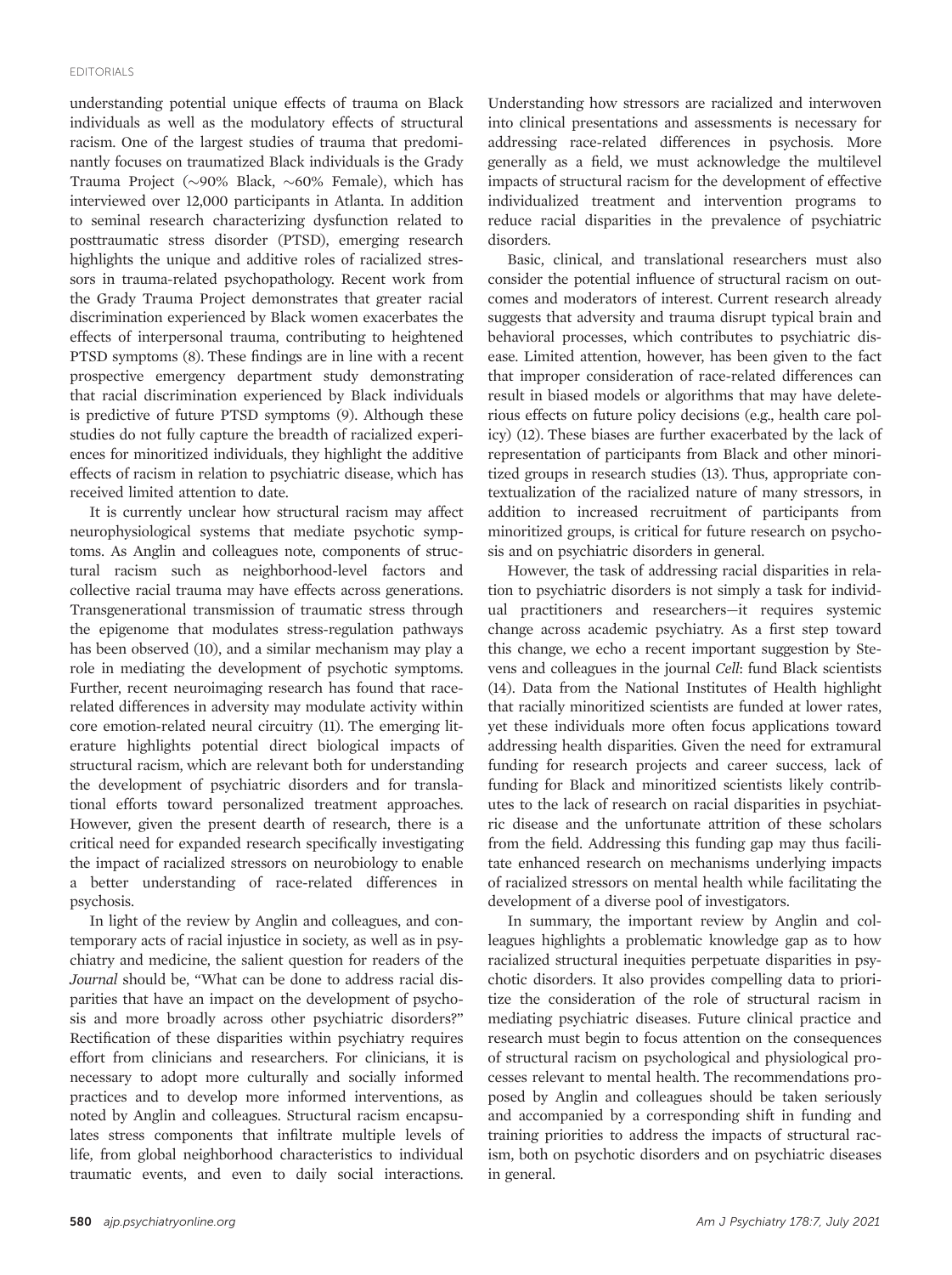understanding potential unique effects of trauma on Black individuals as well as the modulatory effects of structural racism. One of the largest studies of trauma that predominantly focuses on traumatized Black individuals is the Grady Trauma Project (~90% Black, ~60% Female), which has interviewed over 12,000 participants in Atlanta. In addition to seminal research characterizing dysfunction related to posttraumatic stress disorder (PTSD), emerging research highlights the unique and additive roles of racialized stressors in trauma-related psychopathology. Recent work from the Grady Trauma Project demonstrates that greater racial discrimination experienced by Black women exacerbates the effects of interpersonal trauma, contributing to heightened PTSD symptoms (8). These findings are in line with a recent prospective emergency department study demonstrating that racial discrimination experienced by Black individuals is predictive of future PTSD symptoms (9). Although these studies do not fully capture the breadth of racialized experiences for minoritized individuals, they highlight the additive effects of racism in relation to psychiatric disease, which has received limited attention to date.

It is currently unclear how structural racism may affect neurophysiological systems that mediate psychotic symptoms. As Anglin and colleagues note, components of structural racism such as neighborhood-level factors and collective racial trauma may have effects across generations. Transgenerational transmission of traumatic stress through the epigenome that modulates stress-regulation pathways has been observed (10), and a similar mechanism may play a role in mediating the development of psychotic symptoms. Further, recent neuroimaging research has found that race-related differences in adversity may modulate activity within core emotion-related neural circuitry (11). The emerging literature highlights potential direct biological impacts of structural racism, which are relevant both for understanding the development of psychiatric disorders and for translational efforts toward personalized treatment approaches. However, given the present dearth of research, there is a critical need for expanded research specifically investigating the impact of racialized stressors on neurobiology to enable a better understanding of race-related differences in psychosis.

In light of the review by Anglin and colleagues, and contemporary acts of racial injustice in society, as well as in psychiatry and medicine, the salient question for readers of the *Journal* should be, "What can be done to address racial disparities that have an impact on the development of psychosis and more broadly across other psychiatric disorders?" Rectification of these disparities within psychiatry requires effort from clinicians and researchers. For clinicians, it is necessary to adopt more culturally and socially informed practices and to develop more informed interventions, as noted by Anglin and colleagues. Structural racism encapsulates stress components that infiltrate multiple levels of life, from global neighborhood characteristics to individual traumatic events, and even to daily social interactions. Understanding how stressors are racialized and interwoven into clinical presentations and assessments is necessary for addressing race-related differences in psychosis. More generally as a field, we must acknowledge the multilevel impacts of structural racism for the development of effective individualized treatment and intervention programs to reduce racial disparities in the prevalence of psychiatric disorders.

Basic, clinical, and translational researchers must also consider the potential influence of structural racism on outcomes and moderators of interest. Current research already suggests that adversity and trauma disrupt typical brain and behavioral processes, which contributes to psychiatric disease. Limited attention, however, has been given to the fact that improper consideration of race-related differences can result in biased models or algorithms that may have deleterious effects on future policy decisions (e.g., health care policy) (12). These biases are further exacerbated by the lack of representation of participants from Black and other minoritized groups in research studies (13). Thus, appropriate contextualization of the racialized nature of many stressors, in addition to increased recruitment of participants from minoritized groups, is critical for future research on psychosis and on psychiatric disorders in general.

However, the task of addressing racial disparities in relation to psychiatric disorders is not simply a task for individual practitioners and researchers—it requires systemic change across academic psychiatry. As a first step toward this change, we echo a recent important suggestion by Stevens and colleagues in the journal *Cell*: fund Black scientists (14). Data from the National Institutes of Health highlight that racially minoritized scientists are funded at lower rates, yet these individuals more often focus applications toward addressing health disparities. Given the need for extramural funding for research projects and career success, lack of funding for Black and minoritized scientists likely contributes to the lack of research on racial disparities in psychiatric disease and the unfortunate attrition of these scholars from the field. Addressing this funding gap may thus facilitate enhanced research on mechanisms underlying impacts of racialized stressors on mental health while facilitating the development of a diverse pool of investigators.

In summary, the important review by Anglin and colleagues highlights a problematic knowledge gap as to how racialized structural inequities perpetuate disparities in psychotic disorders. It also provides compelling data to prioritize the consideration of the role of structural racism in mediating psychiatric diseases. Future clinical practice and research must begin to focus attention on the consequences of structural racism on psychological and physiological processes relevant to mental health. The recommendations proposed by Anglin and colleagues should be taken seriously and accompanied by a corresponding shift in funding and training priorities to address the impacts of structural racism, both on psychotic disorders and on psychiatric diseases in general.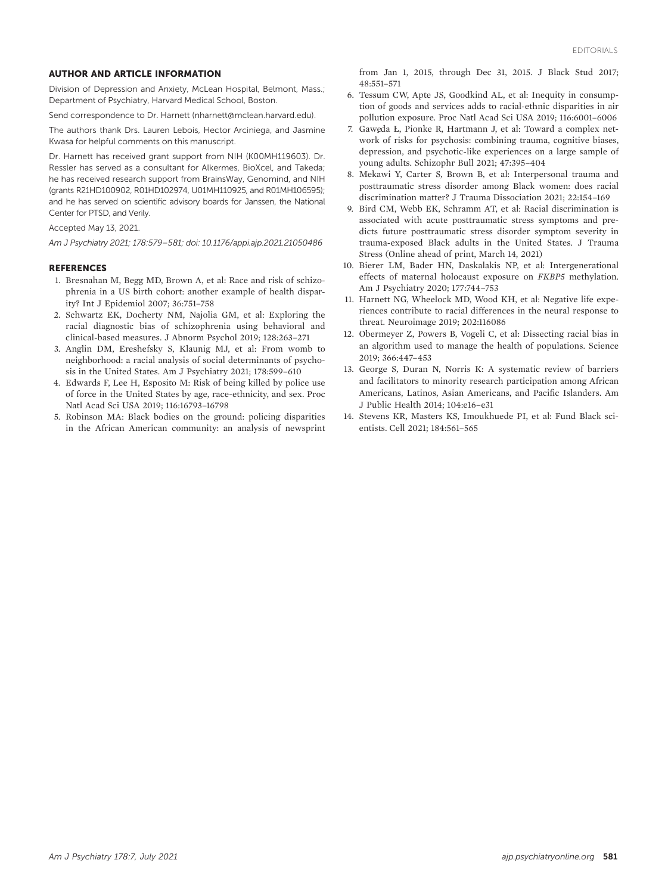## AUTHOR AND ARTICLE INFORMATION

Division of Depression and Anxiety, McLean Hospital, Belmont, Mass.; Department of Psychiatry, Harvard Medical School, Boston.

Send correspondence to Dr. Harnett (nharnett@mclean.harvard.edu).

The authors thank Drs. Lauren Lebois, Hector Arciniega, and Jasmine Kwasa for helpful comments on this manuscript.

Dr. Harnett has received grant support from NIH (K00MH119603). Dr. Ressler has served as a consultant for Alkermes, BioXcel, and Takeda; he has received research support from BrainsWay, Genomind, and NIH (grants R21HD100902, R01HD102974, U01MH110925, and R01MH106595); and he has served on scientific advisory boards for Janssen, the National Center for PTSD, and Verily.

Accepted May 13, 2021.

*Am J Psychiatry 2021; 178:579–581; doi: 10.1176/appi.ajp.2021.21050486*

## REFERENCES

1. Bresnahan M, Begg MD, Brown A, et al: Race and risk of schizophrenia in a US birth cohort: another example of health disparity? Int J Epidemiol 2007; 36:751–758
2. Schwartz EK, Docherty NM, Najolia GM, et al: Exploring the racial diagnostic bias of schizophrenia using behavioral and clinical-based measures. J Abnorm Psychol 2019; 128:263–271
3. Anglin DM, Ereshefsky S, Klaunig MJ, et al: From womb to neighborhood: a racial analysis of social determinants of psychosis in the United States. Am J Psychiatry 2021; 178:599–610
4. Edwards F, Lee H, Esposito M: Risk of being killed by police use of force in the United States by age, race-ethnicity, and sex. Proc Natl Acad Sci USA 2019; 116:16793–16798
5. Robinson MA: Black bodies on the ground: policing disparities in the African American community: an analysis of newsprint from Jan 1, 2015, through Dec 31, 2015. J Black Stud 2017; 48:551–571
6. Tessum CW, Apte JS, Goodkind AL, et al: Inequity in consumption of goods and services adds to racial-ethnic disparities in air pollution exposure. Proc Natl Acad Sci USA 2019; 116:6001–6006
7. Gawęda Ł, Pionke R, Hartmann J, et al: Toward a complex network of risks for psychosis: combining trauma, cognitive biases, depression, and psychotic-like experiences on a large sample of young adults. Schizophr Bull 2021; 47:395–404
8. Mekawi Y, Carter S, Brown B, et al: Interpersonal trauma and posttraumatic stress disorder among Black women: does racial discrimination matter? J Trauma Dissociation 2021; 22:154–169
9. Bird CM, Webb EK, Schramm AT, et al: Racial discrimination is associated with acute posttraumatic stress symptoms and predicts future posttraumatic stress disorder symptom severity in trauma-exposed Black adults in the United States. J Trauma Stress (Online ahead of print, March 14, 2021)
10. Bierer LM, Bader HN, Daskalakis NP, et al: Intergenerational effects of maternal holocaust exposure on *FKBP5* methylation. Am J Psychiatry 2020; 177:744–753
11. Harnett NG, Wheelock MD, Wood KH, et al: Negative life experiences contribute to racial differences in the neural response to threat. Neuroimage 2019; 202:116086
12. Obermeyer Z, Powers B, Vogeli C, et al: Dissecting racial bias in an algorithm used to manage the health of populations. Science 2019; 366:447–453
13. George S, Duran N, Norris K: A systematic review of barriers and facilitators to minority research participation among African Americans, Latinos, Asian Americans, and Pacific Islanders. Am J Public Health 2014; 104:e16–e31
14. Stevens KR, Masters KS, Imoukhuede PI, et al: Fund Black scientists. Cell 2021; 184:561–565